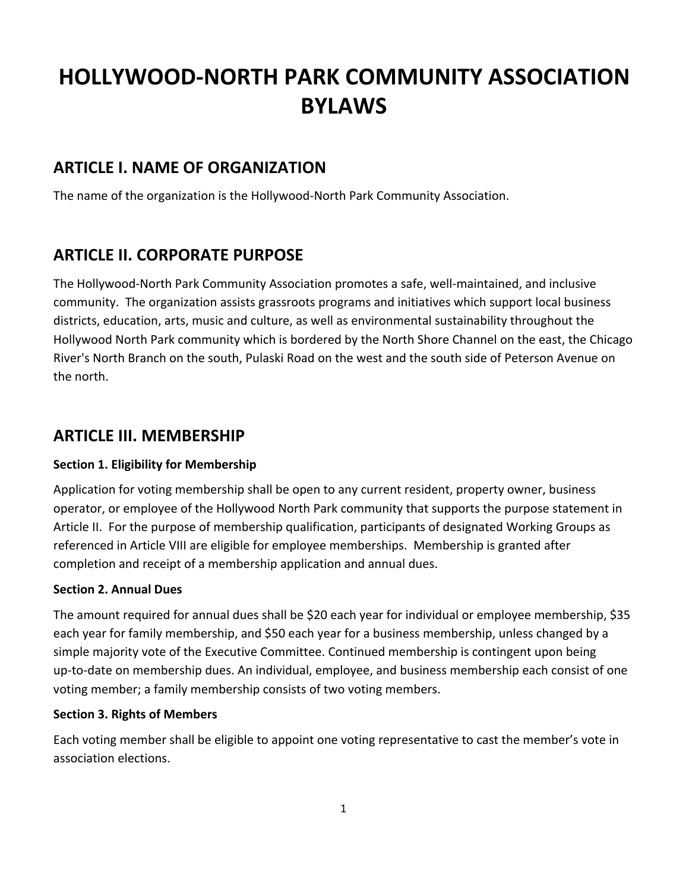# HOLLYWOOD-NORTH PARK COMMUNITY ASSOCIATION BYLAWS

## ARTICLE I. NAME OF ORGANIZATION

The name of the organization is the Hollywood-North Park Community Association.

## ARTICLE II. CORPORATE PURPOSE

The Hollywood-North Park Community Association promotes a safe, well-maintained, and inclusive community. The organization assists grassroots programs and initiatives which support local business districts, education, arts, music and culture, as well as environmental sustainability throughout the Hollywood North Park community which is bordered by the North Shore Channel on the east, the Chicago River's North Branch on the south, Pulaski Road on the west and the south side of Peterson Avenue on the north.

## ARTICLE III. MEMBERSHIP

**Section 1. Eligibility for Membership**

Application for voting membership shall be open to any current resident, property owner, business operator, or employee of the Hollywood North Park community that supports the purpose statement in Article II. For the purpose of membership qualification, participants of designated Working Groups as referenced in Article VIII are eligible for employee memberships. Membership is granted after completion and receipt of a membership application and annual dues.

**Section 2. Annual Dues**

The amount required for annual dues shall be $20 each year for individual or employee membership, $35 each year for family membership, and $50 each year for a business membership, unless changed by a simple majority vote of the Executive Committee. Continued membership is contingent upon being up-to-date on membership dues. An individual, employee, and business membership each consist of one voting member; a family membership consists of two voting members.

**Section 3. Rights of Members**

Each voting member shall be eligible to appoint one voting representative to cast the member's vote in association elections.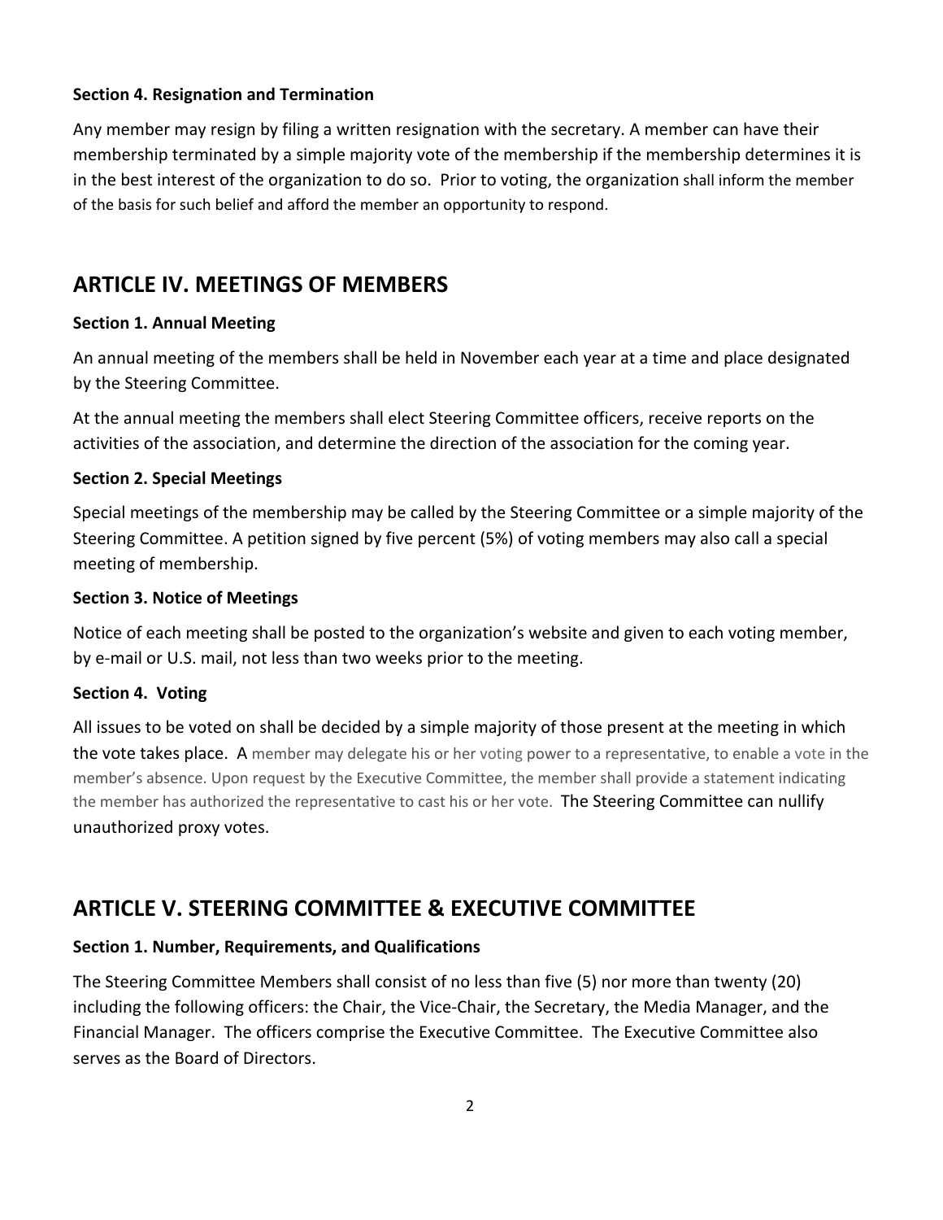### Section 4. Resignation and Termination

Any member may resign by filing a written resignation with the secretary. A member can have their membership terminated by a simple majority vote of the membership if the membership determines it is in the best interest of the organization to do so. Prior to voting, the organization shall inform the member of the basis for such belief and afford the member an opportunity to respond.

## ARTICLE IV. MEETINGS OF MEMBERS

### Section 1. Annual Meeting

An annual meeting of the members shall be held in November each year at a time and place designated by the Steering Committee.

At the annual meeting the members shall elect Steering Committee officers, receive reports on the activities of the association, and determine the direction of the association for the coming year.

### Section 2. Special Meetings

Special meetings of the membership may be called by the Steering Committee or a simple majority of the Steering Committee. A petition signed by five percent (5%) of voting members may also call a special meeting of membership.

### Section 3. Notice of Meetings

Notice of each meeting shall be posted to the organization's website and given to each voting member, by e-mail or U.S. mail, not less than two weeks prior to the meeting.

### Section 4. Voting

All issues to be voted on shall be decided by a simple majority of those present at the meeting in which the vote takes place. A member may delegate his or her voting power to a representative, to enable a vote in the member's absence. Upon request by the Executive Committee, the member shall provide a statement indicating the member has authorized the representative to cast his or her vote. The Steering Committee can nullify unauthorized proxy votes.

## ARTICLE V. STEERING COMMITTEE & EXECUTIVE COMMITTEE

### Section 1. Number, Requirements, and Qualifications

The Steering Committee Members shall consist of no less than five (5) nor more than twenty (20) including the following officers: the Chair, the Vice-Chair, the Secretary, the Media Manager, and the Financial Manager. The officers comprise the Executive Committee. The Executive Committee also serves as the Board of Directors.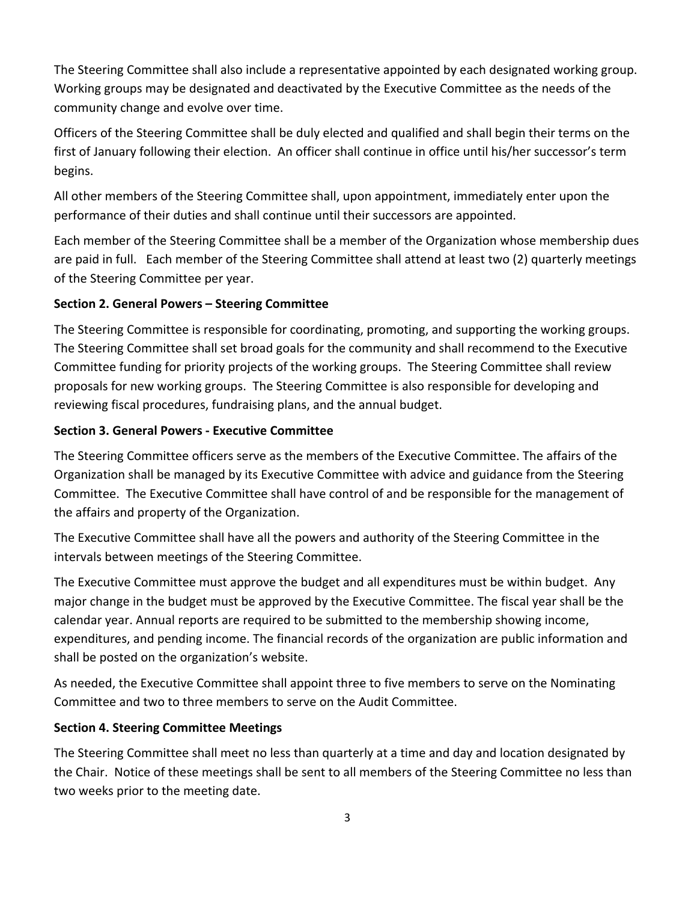The Steering Committee shall also include a representative appointed by each designated working group. Working groups may be designated and deactivated by the Executive Committee as the needs of the community change and evolve over time.

Officers of the Steering Committee shall be duly elected and qualified and shall begin their terms on the first of January following their election. An officer shall continue in office until his/her successor's term begins.

All other members of the Steering Committee shall, upon appointment, immediately enter upon the performance of their duties and shall continue until their successors are appointed.

Each member of the Steering Committee shall be a member of the Organization whose membership dues are paid in full. Each member of the Steering Committee shall attend at least two (2) quarterly meetings of the Steering Committee per year.

**Section 2. General Powers – Steering Committee**

The Steering Committee is responsible for coordinating, promoting, and supporting the working groups. The Steering Committee shall set broad goals for the community and shall recommend to the Executive Committee funding for priority projects of the working groups. The Steering Committee shall review proposals for new working groups. The Steering Committee is also responsible for developing and reviewing fiscal procedures, fundraising plans, and the annual budget.

**Section 3. General Powers - Executive Committee**

The Steering Committee officers serve as the members of the Executive Committee. The affairs of the Organization shall be managed by its Executive Committee with advice and guidance from the Steering Committee. The Executive Committee shall have control of and be responsible for the management of the affairs and property of the Organization.

The Executive Committee shall have all the powers and authority of the Steering Committee in the intervals between meetings of the Steering Committee.

The Executive Committee must approve the budget and all expenditures must be within budget. Any major change in the budget must be approved by the Executive Committee. The fiscal year shall be the calendar year. Annual reports are required to be submitted to the membership showing income, expenditures, and pending income. The financial records of the organization are public information and shall be posted on the organization's website.

As needed, the Executive Committee shall appoint three to five members to serve on the Nominating Committee and two to three members to serve on the Audit Committee.

**Section 4. Steering Committee Meetings**

The Steering Committee shall meet no less than quarterly at a time and day and location designated by the Chair. Notice of these meetings shall be sent to all members of the Steering Committee no less than two weeks prior to the meeting date.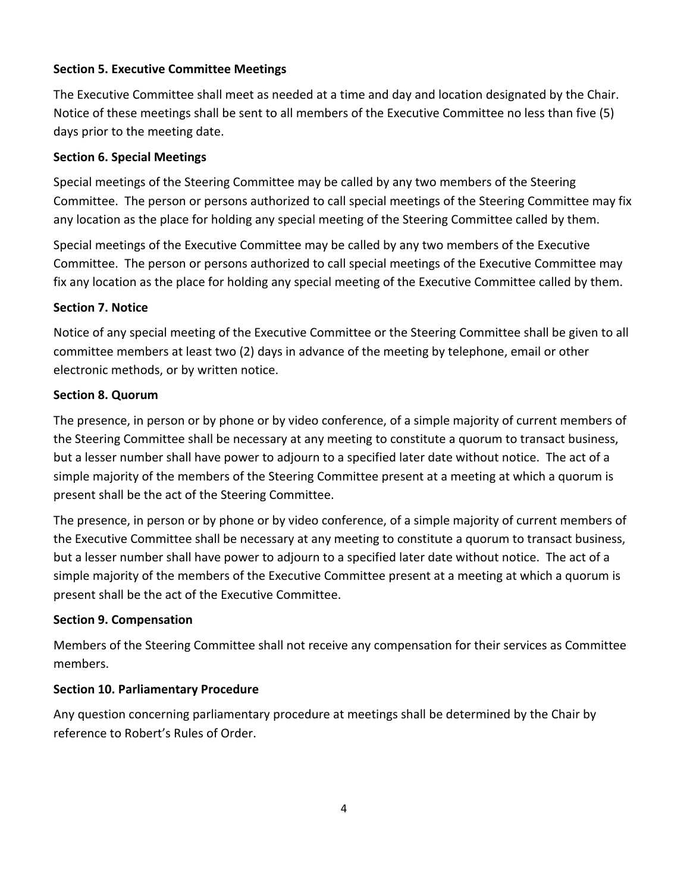**Section 5. Executive Committee Meetings**

The Executive Committee shall meet as needed at a time and day and location designated by the Chair. Notice of these meetings shall be sent to all members of the Executive Committee no less than five (5) days prior to the meeting date.

**Section 6. Special Meetings**

Special meetings of the Steering Committee may be called by any two members of the Steering Committee. The person or persons authorized to call special meetings of the Steering Committee may fix any location as the place for holding any special meeting of the Steering Committee called by them.

Special meetings of the Executive Committee may be called by any two members of the Executive Committee. The person or persons authorized to call special meetings of the Executive Committee may fix any location as the place for holding any special meeting of the Executive Committee called by them.

**Section 7. Notice**

Notice of any special meeting of the Executive Committee or the Steering Committee shall be given to all committee members at least two (2) days in advance of the meeting by telephone, email or other electronic methods, or by written notice.

**Section 8. Quorum**

The presence, in person or by phone or by video conference, of a simple majority of current members of the Steering Committee shall be necessary at any meeting to constitute a quorum to transact business, but a lesser number shall have power to adjourn to a specified later date without notice. The act of a simple majority of the members of the Steering Committee present at a meeting at which a quorum is present shall be the act of the Steering Committee.

The presence, in person or by phone or by video conference, of a simple majority of current members of the Executive Committee shall be necessary at any meeting to constitute a quorum to transact business, but a lesser number shall have power to adjourn to a specified later date without notice. The act of a simple majority of the members of the Executive Committee present at a meeting at which a quorum is present shall be the act of the Executive Committee.

**Section 9. Compensation**

Members of the Steering Committee shall not receive any compensation for their services as Committee members.

**Section 10. Parliamentary Procedure**

Any question concerning parliamentary procedure at meetings shall be determined by the Chair by reference to Robert's Rules of Order.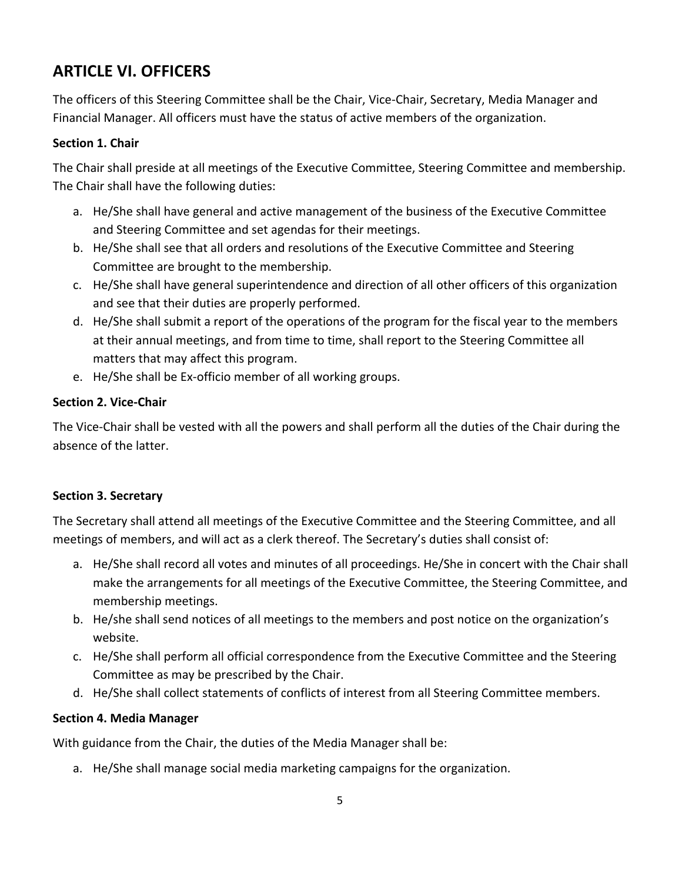## ARTICLE VI. OFFICERS

The officers of this Steering Committee shall be the Chair, Vice-Chair, Secretary, Media Manager and Financial Manager. All officers must have the status of active members of the organization.

**Section 1. Chair**

The Chair shall preside at all meetings of the Executive Committee, Steering Committee and membership. The Chair shall have the following duties:

a. He/She shall have general and active management of the business of the Executive Committee and Steering Committee and set agendas for their meetings.
b. He/She shall see that all orders and resolutions of the Executive Committee and Steering Committee are brought to the membership.
c. He/She shall have general superintendence and direction of all other officers of this organization and see that their duties are properly performed.
d. He/She shall submit a report of the operations of the program for the fiscal year to the members at their annual meetings, and from time to time, shall report to the Steering Committee all matters that may affect this program.
e. He/She shall be Ex-officio member of all working groups.

**Section 2. Vice-Chair**

The Vice-Chair shall be vested with all the powers and shall perform all the duties of the Chair during the absence of the latter.

**Section 3. Secretary**

The Secretary shall attend all meetings of the Executive Committee and the Steering Committee, and all meetings of members, and will act as a clerk thereof. The Secretary's duties shall consist of:

a. He/She shall record all votes and minutes of all proceedings. He/She in concert with the Chair shall make the arrangements for all meetings of the Executive Committee, the Steering Committee, and membership meetings.
b. He/she shall send notices of all meetings to the members and post notice on the organization's website.
c. He/She shall perform all official correspondence from the Executive Committee and the Steering Committee as may be prescribed by the Chair.
d. He/She shall collect statements of conflicts of interest from all Steering Committee members.

**Section 4. Media Manager**

With guidance from the Chair, the duties of the Media Manager shall be:

a. He/She shall manage social media marketing campaigns for the organization.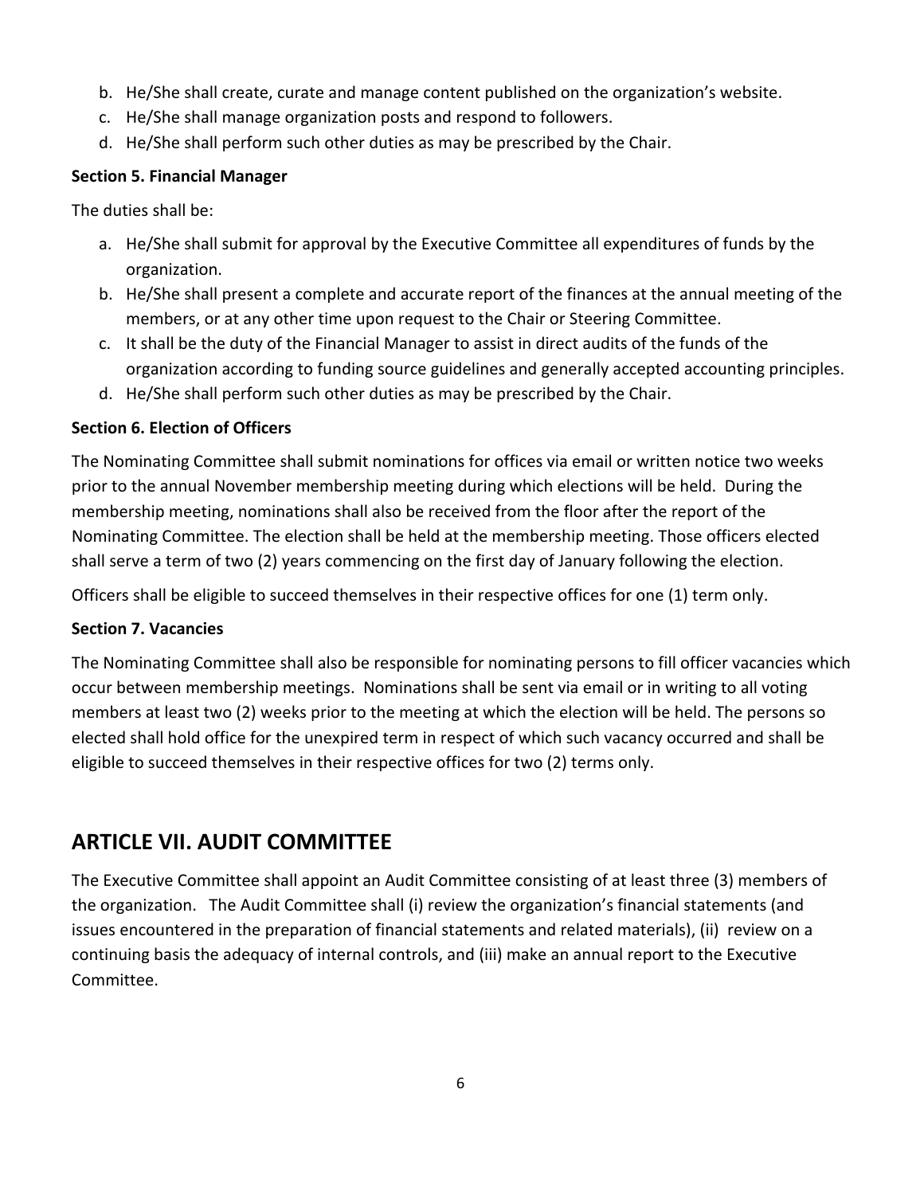b. He/She shall create, curate and manage content published on the organization's website.
c. He/She shall manage organization posts and respond to followers.
d. He/She shall perform such other duties as may be prescribed by the Chair.

**Section 5. Financial Manager**

The duties shall be:

a. He/She shall submit for approval by the Executive Committee all expenditures of funds by the organization.
b. He/She shall present a complete and accurate report of the finances at the annual meeting of the members, or at any other time upon request to the Chair or Steering Committee.
c. It shall be the duty of the Financial Manager to assist in direct audits of the funds of the organization according to funding source guidelines and generally accepted accounting principles.
d. He/She shall perform such other duties as may be prescribed by the Chair.

**Section 6. Election of Officers**

The Nominating Committee shall submit nominations for offices via email or written notice two weeks prior to the annual November membership meeting during which elections will be held. During the membership meeting, nominations shall also be received from the floor after the report of the Nominating Committee. The election shall be held at the membership meeting. Those officers elected shall serve a term of two (2) years commencing on the first day of January following the election.

Officers shall be eligible to succeed themselves in their respective offices for one (1) term only.

**Section 7. Vacancies**

The Nominating Committee shall also be responsible for nominating persons to fill officer vacancies which occur between membership meetings. Nominations shall be sent via email or in writing to all voting members at least two (2) weeks prior to the meeting at which the election will be held. The persons so elected shall hold office for the unexpired term in respect of which such vacancy occurred and shall be eligible to succeed themselves in their respective offices for two (2) terms only.

## ARTICLE VII. AUDIT COMMITTEE

The Executive Committee shall appoint an Audit Committee consisting of at least three (3) members of the organization. The Audit Committee shall (i) review the organization's financial statements (and issues encountered in the preparation of financial statements and related materials), (ii) review on a continuing basis the adequacy of internal controls, and (iii) make an annual report to the Executive Committee.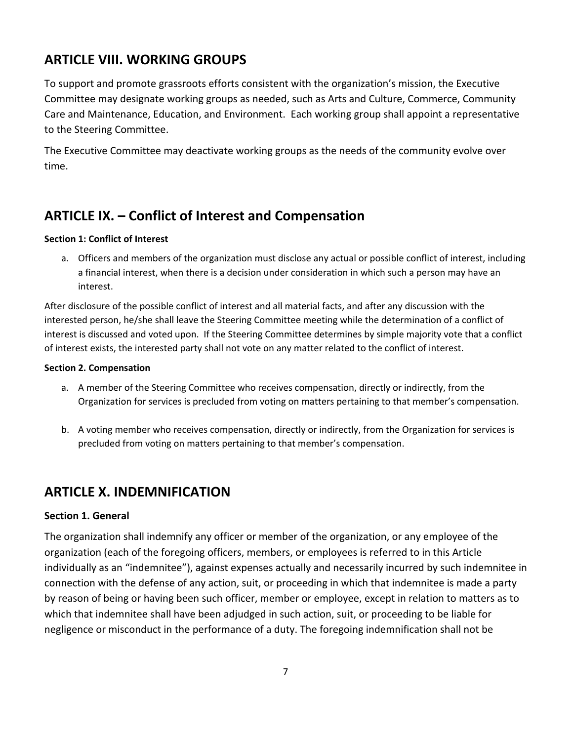## ARTICLE VIII. WORKING GROUPS

To support and promote grassroots efforts consistent with the organization's mission, the Executive Committee may designate working groups as needed, such as Arts and Culture, Commerce, Community Care and Maintenance, Education, and Environment. Each working group shall appoint a representative to the Steering Committee.

The Executive Committee may deactivate working groups as the needs of the community evolve over time.

## ARTICLE IX. – Conflict of Interest and Compensation

**Section 1: Conflict of Interest**

a. Officers and members of the organization must disclose any actual or possible conflict of interest, including a financial interest, when there is a decision under consideration in which such a person may have an interest.

After disclosure of the possible conflict of interest and all material facts, and after any discussion with the interested person, he/she shall leave the Steering Committee meeting while the determination of a conflict of interest is discussed and voted upon. If the Steering Committee determines by simple majority vote that a conflict of interest exists, the interested party shall not vote on any matter related to the conflict of interest.

**Section 2. Compensation**

a. A member of the Steering Committee who receives compensation, directly or indirectly, from the Organization for services is precluded from voting on matters pertaining to that member's compensation.

b. A voting member who receives compensation, directly or indirectly, from the Organization for services is precluded from voting on matters pertaining to that member's compensation.

## ARTICLE X. INDEMNIFICATION

### Section 1. General

The organization shall indemnify any officer or member of the organization, or any employee of the organization (each of the foregoing officers, members, or employees is referred to in this Article individually as an "indemnitee"), against expenses actually and necessarily incurred by such indemnitee in connection with the defense of any action, suit, or proceeding in which that indemnitee is made a party by reason of being or having been such officer, member or employee, except in relation to matters as to which that indemnitee shall have been adjudged in such action, suit, or proceeding to be liable for negligence or misconduct in the performance of a duty. The foregoing indemnification shall not be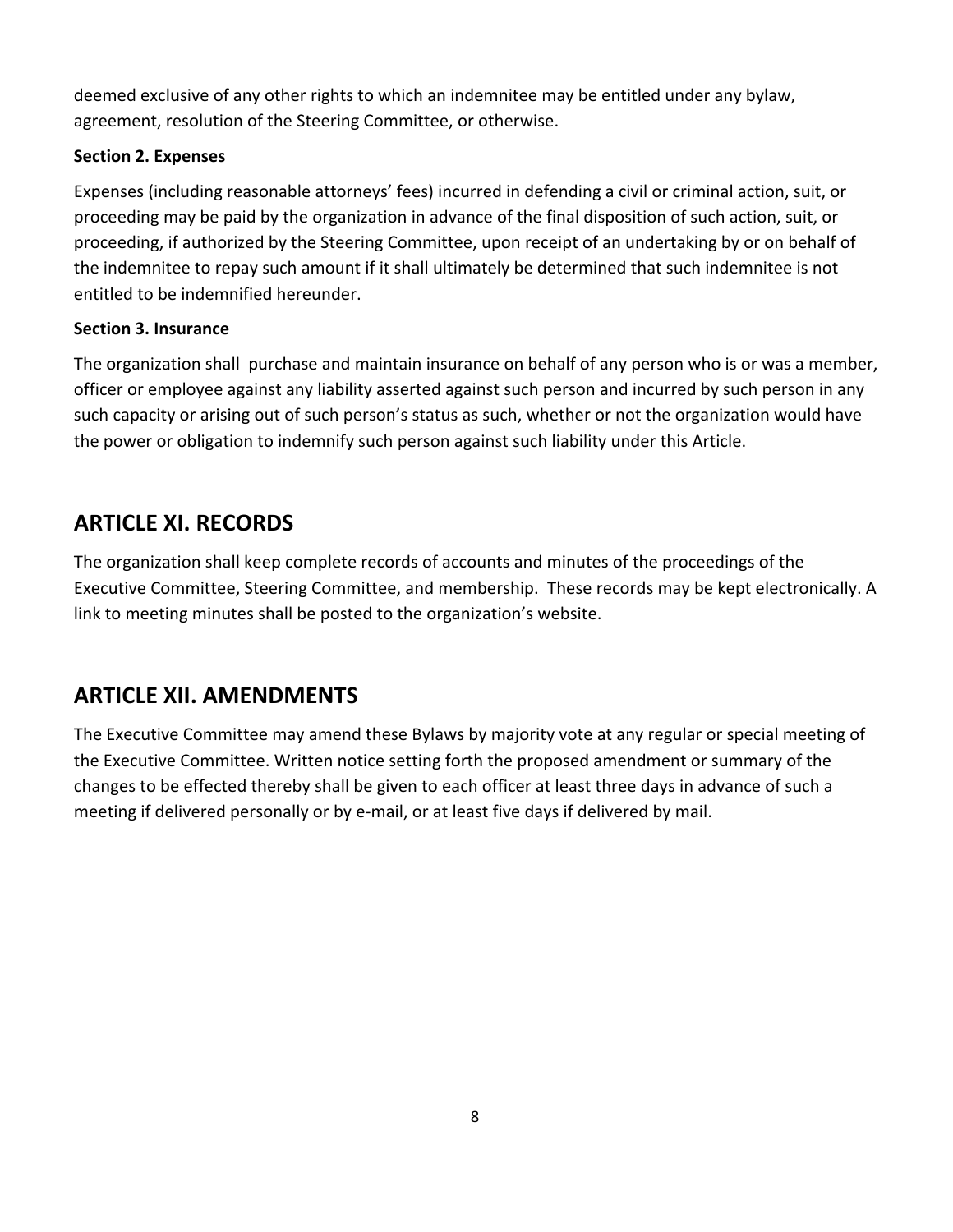deemed exclusive of any other rights to which an indemnitee may be entitled under any bylaw, agreement, resolution of the Steering Committee, or otherwise.

**Section 2. Expenses**

Expenses (including reasonable attorneys' fees) incurred in defending a civil or criminal action, suit, or proceeding may be paid by the organization in advance of the final disposition of such action, suit, or proceeding, if authorized by the Steering Committee, upon receipt of an undertaking by or on behalf of the indemnitee to repay such amount if it shall ultimately be determined that such indemnitee is not entitled to be indemnified hereunder.

**Section 3. Insurance**

The organization shall purchase and maintain insurance on behalf of any person who is or was a member, officer or employee against any liability asserted against such person and incurred by such person in any such capacity or arising out of such person's status as such, whether or not the organization would have the power or obligation to indemnify such person against such liability under this Article.

## ARTICLE XI. RECORDS

The organization shall keep complete records of accounts and minutes of the proceedings of the Executive Committee, Steering Committee, and membership. These records may be kept electronically. A link to meeting minutes shall be posted to the organization's website.

## ARTICLE XII. AMENDMENTS

The Executive Committee may amend these Bylaws by majority vote at any regular or special meeting of the Executive Committee. Written notice setting forth the proposed amendment or summary of the changes to be effected thereby shall be given to each officer at least three days in advance of such a meeting if delivered personally or by e-mail, or at least five days if delivered by mail.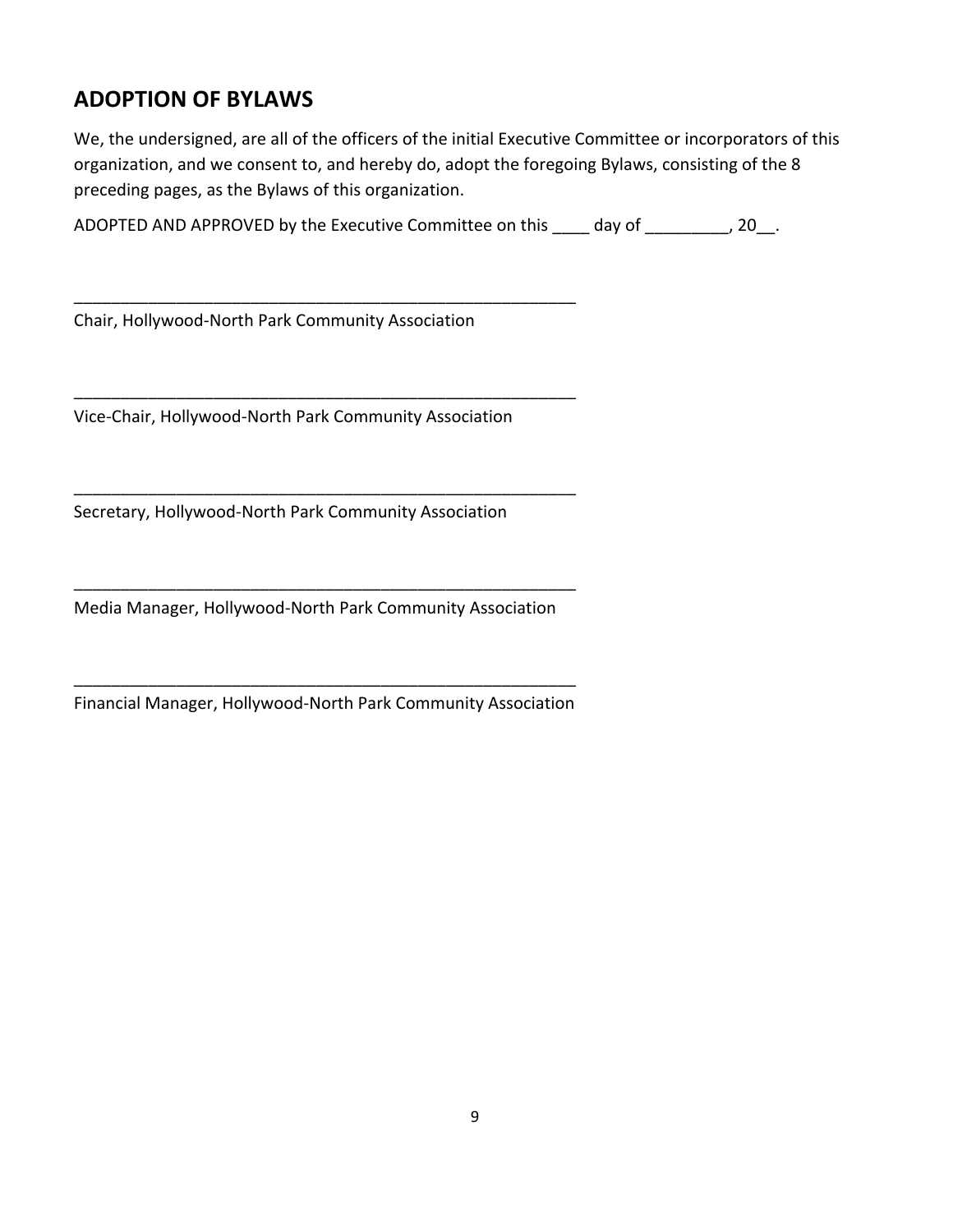## ADOPTION OF BYLAWS

We, the undersigned, are all of the officers of the initial Executive Committee or incorporators of this organization, and we consent to, and hereby do, adopt the foregoing Bylaws, consisting of the 8 preceding pages, as the Bylaws of this organization.

ADOPTED AND APPROVED by the Executive Committee on this ____ day of _________, 20__.

_______________________________________________________
Chair, Hollywood-North Park Community Association

_______________________________________________________
Vice-Chair, Hollywood-North Park Community Association

_______________________________________________________
Secretary, Hollywood-North Park Community Association

_______________________________________________________
Media Manager, Hollywood-North Park Community Association

_______________________________________________________
Financial Manager, Hollywood-North Park Community Association